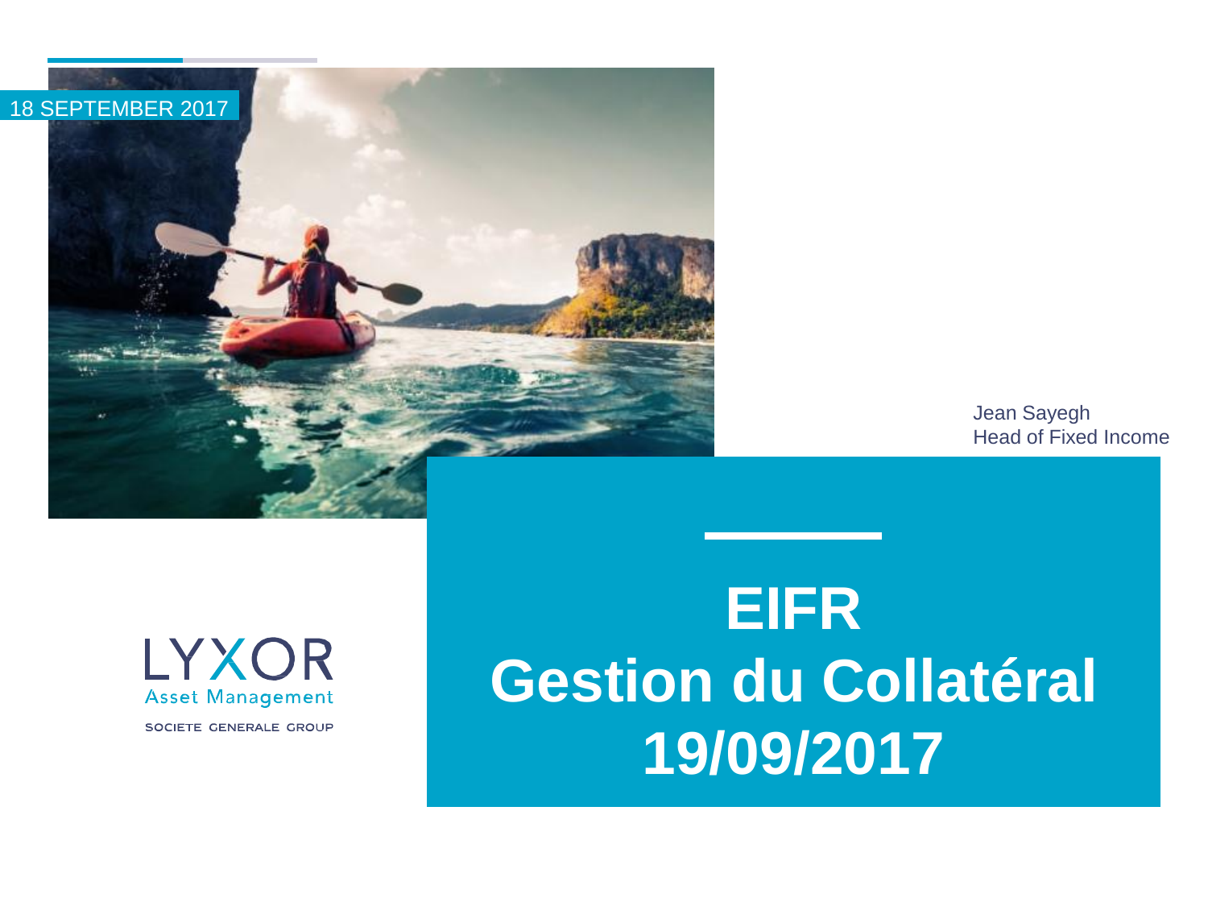18 SEPTEMBER 2017

Jean Sayegh
Head of Fixed Income

# EIFR
# Gestion du Collatéral
# 19/09/2017

LYXOR
Asset Management
SOCIETE GENERALE GROUP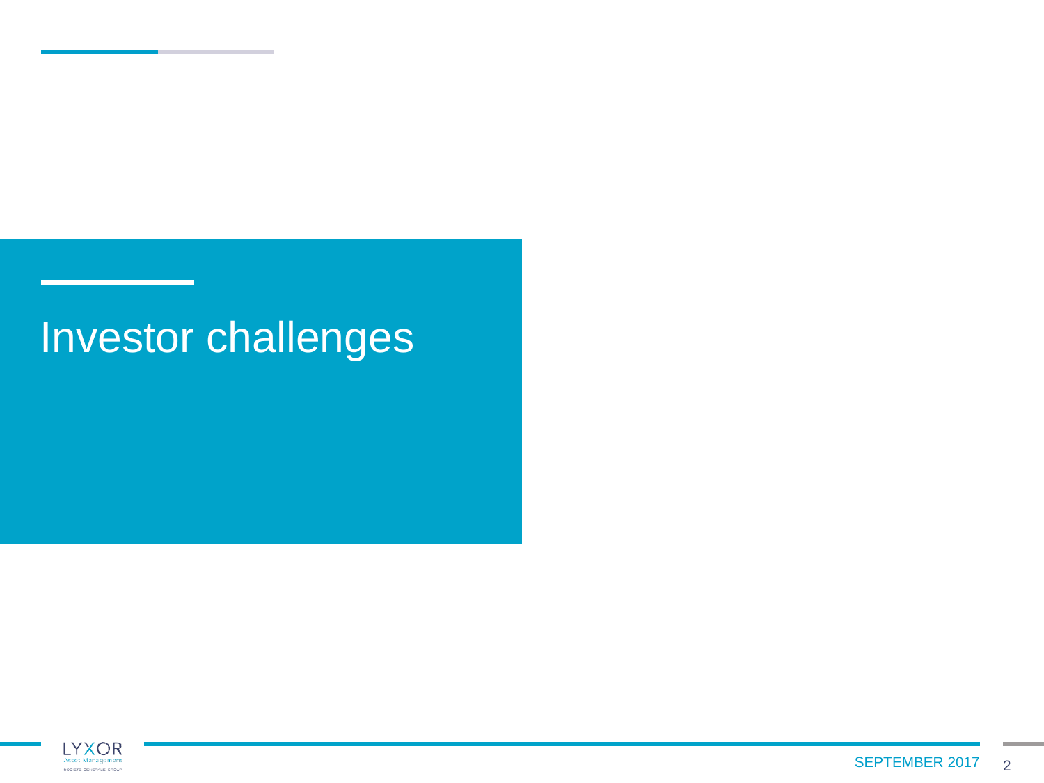# Investor challenges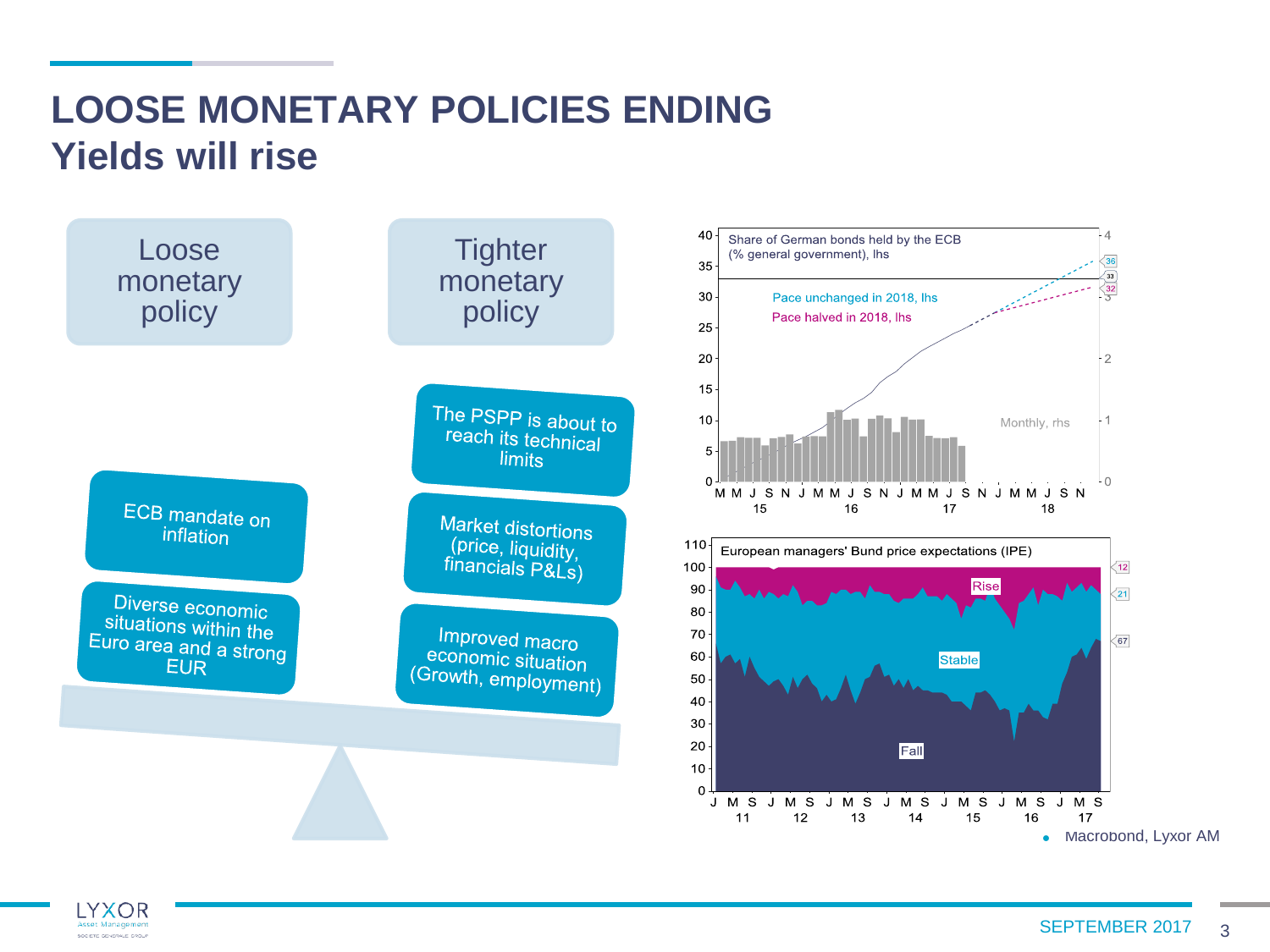# LOOSE MONETARY POLICIES ENDING

## Yields will rise

**Loose monetary policy**

- ECB mandate on inflation
- Diverse economic situations within the Euro area and a strong EUR

**Tighter monetary policy**

- The PSPP is about to reach its technical limits
- Market distortions (price, liquidity, financials P&Ls)
- Improved macro economic situation (Growth, employment)

Share of German bonds held by the ECB (% general government), lhs

Pace unchanged in 2018, lhs

Pace halved in 2018, lhs

Monthly, rhs

European managers' Bund price expectations (IPE)

Rise / Stable / Fall

- Macrobond, Lyxor AM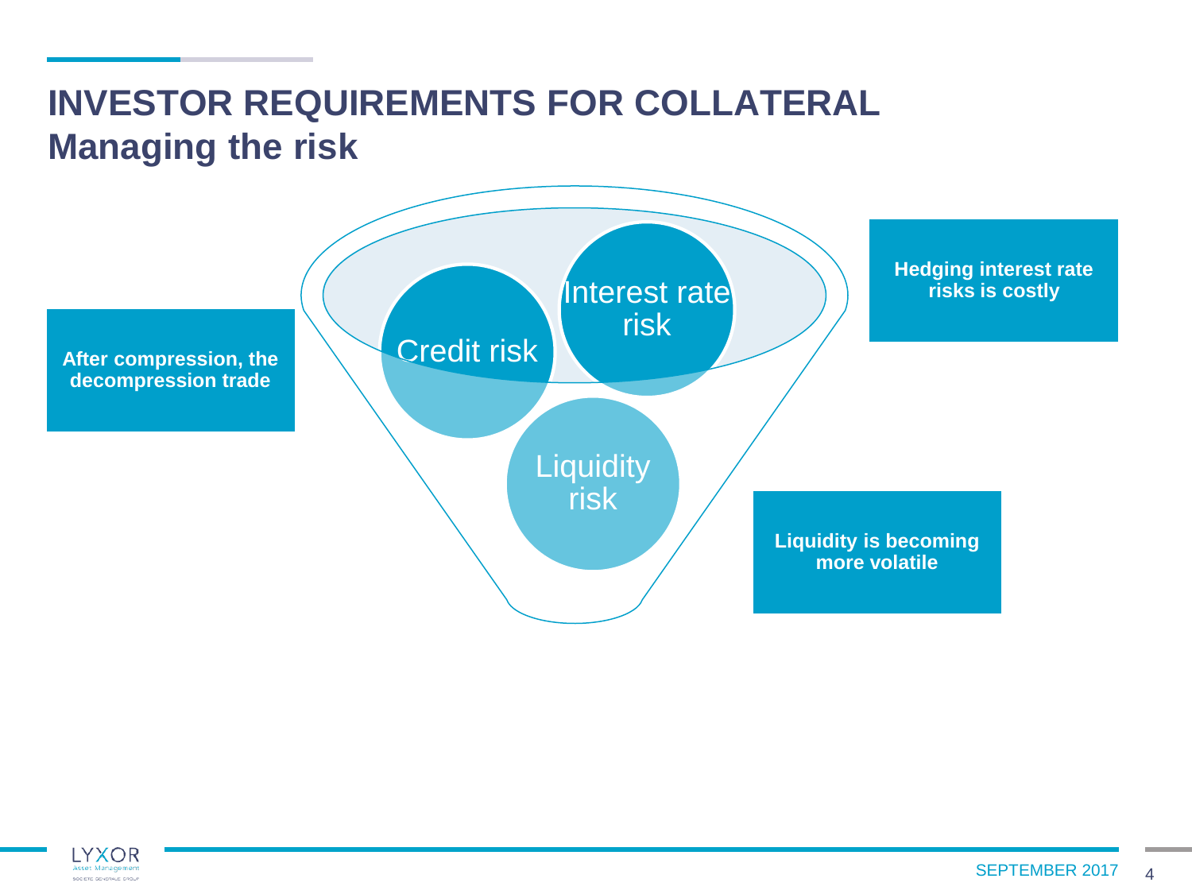# INVESTOR REQUIREMENTS FOR COLLATERAL
## Managing the risk

Credit risk

Interest rate risk

Liquidity risk

**After compression, the decompression trade**

**Hedging interest rate risks is costly**

**Liquidity is becoming more volatile**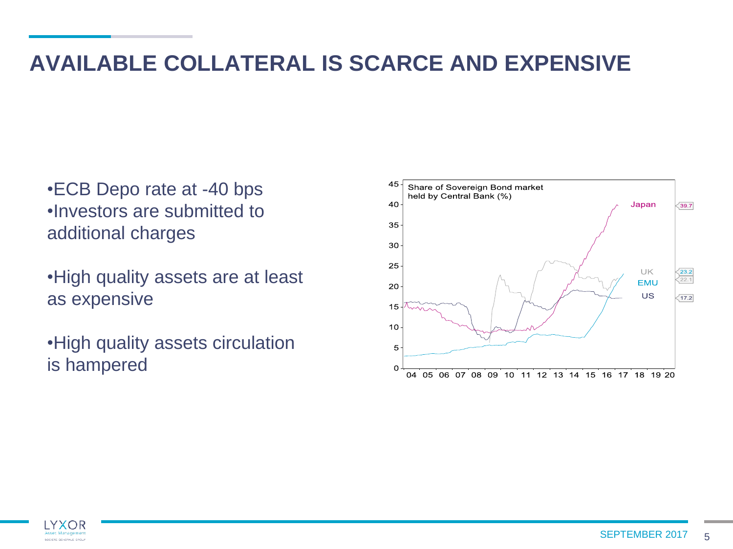# AVAILABLE COLLATERAL IS SCARCE AND EXPENSIVE

- ECB Depo rate at -40 bps
- Investors are submitted to additional charges

- High quality assets are at least as expensive

- High quality assets circulation is hampered

Share of Sovereign Bond market held by Central Bank (%)

Japan 39.7

UK 22.1

EMU 23.2

US 17.2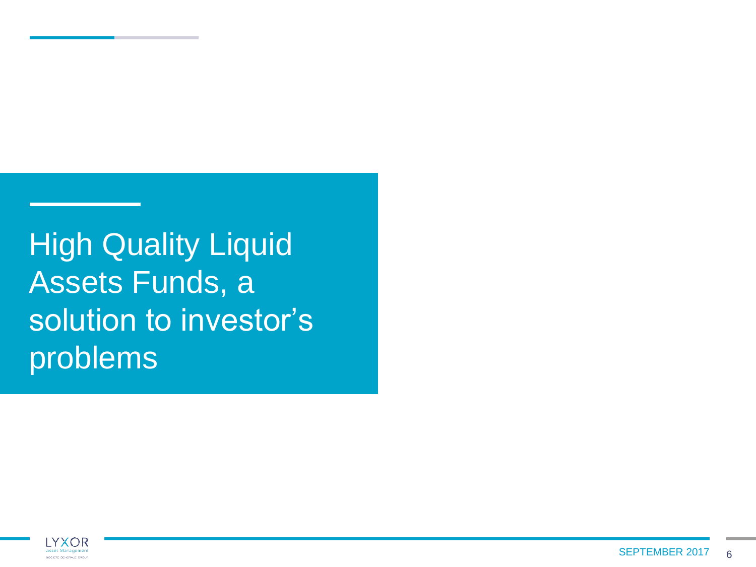# High Quality Liquid Assets Funds, a solution to investor's problems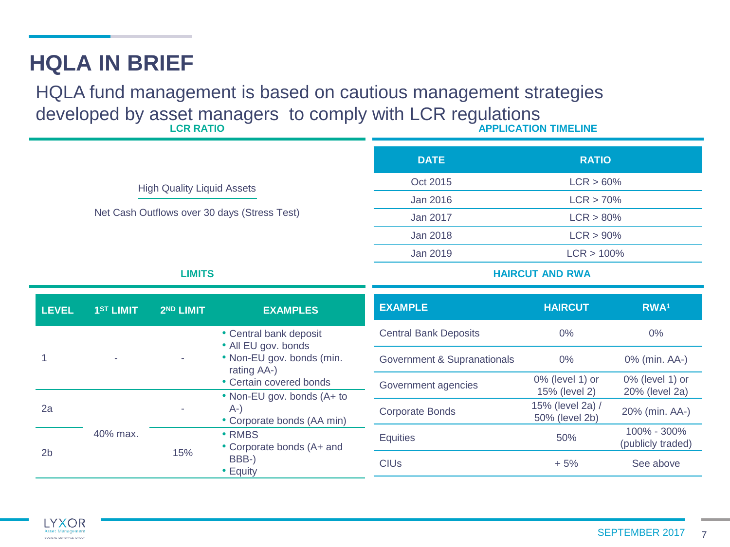# HQLA IN BRIEF

HQLA fund management is based on cautious management strategies developed by asset managers to comply with LCR regulations

## LCR RATIO

$$\frac{\text{High Quality Liquid Assets}}{\text{Net Cash Outflows over 30 days (Stress Test)}}$$

## APPLICATION TIMELINE

| DATE | RATIO |
|---|---|
| Oct 2015 | LCR > 60% |
| Jan 2016 | LCR > 70% |
| Jan 2017 | LCR > 80% |
| Jan 2018 | LCR > 90% |
| Jan 2019 | LCR > 100% |

## LIMITS

| LEVEL | 1ST LIMIT | 2ND LIMIT | EXAMPLES |
|---|---|---|---|
| 1 | - | - | • Central bank deposit<br>• All EU gov. bonds<br>• Non-EU gov. bonds (min. rating AA-)<br>• Certain covered bonds |
| 2a | 40% max. | - | • Non-EU gov. bonds (A+ to A-)<br>• Corporate bonds (AA min) |
| 2b | | 15% | • RMBS<br>• Corporate bonds (A+ and BBB-)<br>• Equity |

## HAIRCUT AND RWA

| EXAMPLE | HAIRCUT | RWA[1] |
|---|---|---|
| Central Bank Deposits | 0% | 0% |
| Government & Supranationals | 0% | 0% (min. AA-) |
| Government agencies | 0% (level 1) or 15% (level 2) | 0% (level 1) or 20% (level 2a) |
| Corporate Bonds | 15% (level 2a) / 50% (level 2b) | 20% (min. AA-) |
| Equities | 50% | 100% - 300% (publicly traded) |
| CIUs | + 5% | See above |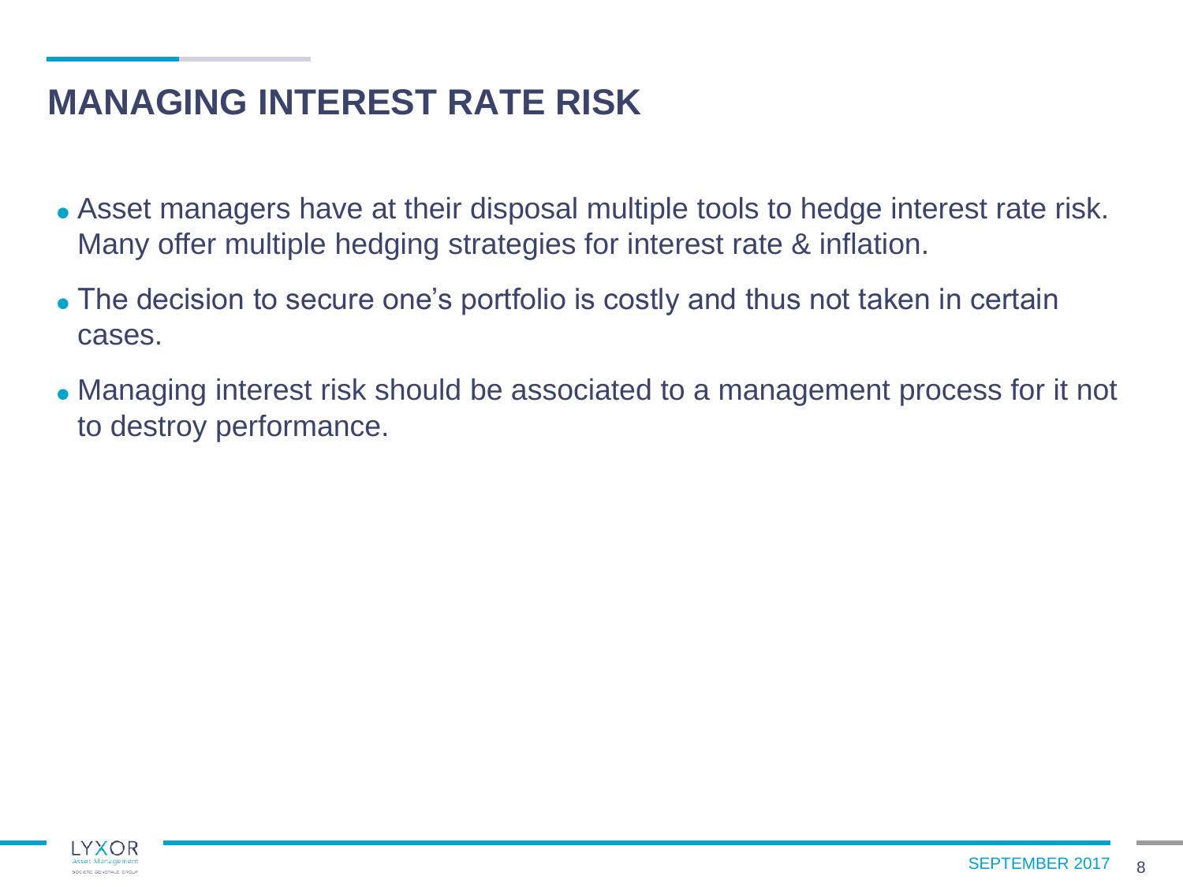## MANAGING INTEREST RATE RISK

- Asset managers have at their disposal multiple tools to hedge interest rate risk. Many offer multiple hedging strategies for interest rate & inflation.
- The decision to secure one's portfolio is costly and thus not taken in certain cases.
- Managing interest risk should be associated to a management process for it not to destroy performance.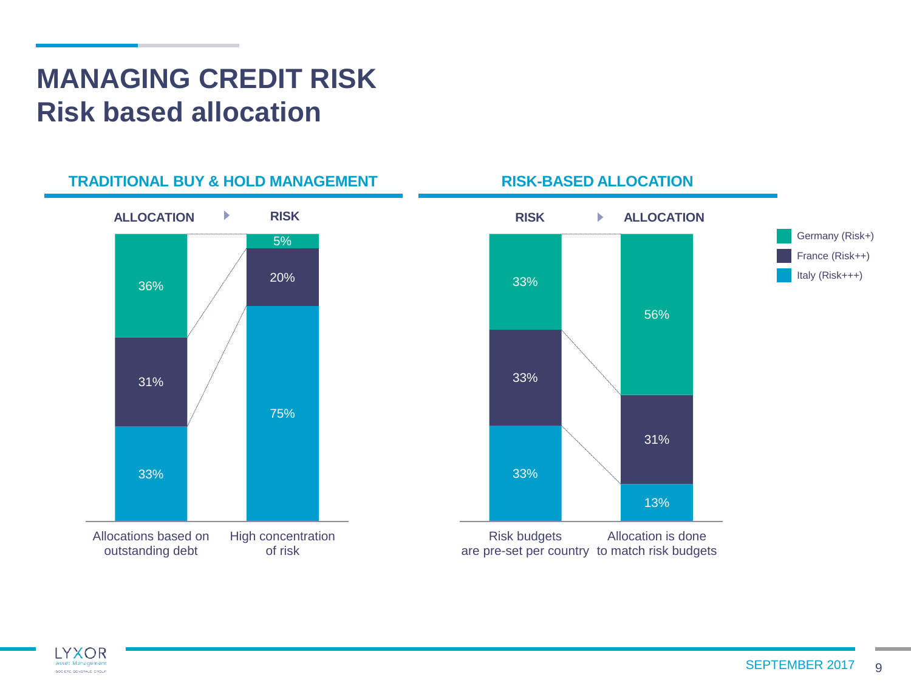# MANAGING CREDIT RISK
# Risk based allocation

## TRADITIONAL BUY & HOLD MANAGEMENT

**ALLOCATION ▸ RISK**

| | Allocations based on outstanding debt | High concentration of risk |
|---|---|---|
| Germany (Risk+) | 36% | 5% |
| France (Risk++) | 31% | 20% |
| Italy (Risk+++) | 33% | 75% |

## RISK-BASED ALLOCATION

**RISK ▸ ALLOCATION**

| | Risk budgets are pre-set per country | Allocation is done to match risk budgets |
|---|---|---|
| Germany (Risk+) | 33% | 56% |
| France (Risk++) | 33% | 31% |
| Italy (Risk+++) | 33% | 13% |

SEPTEMBER 2017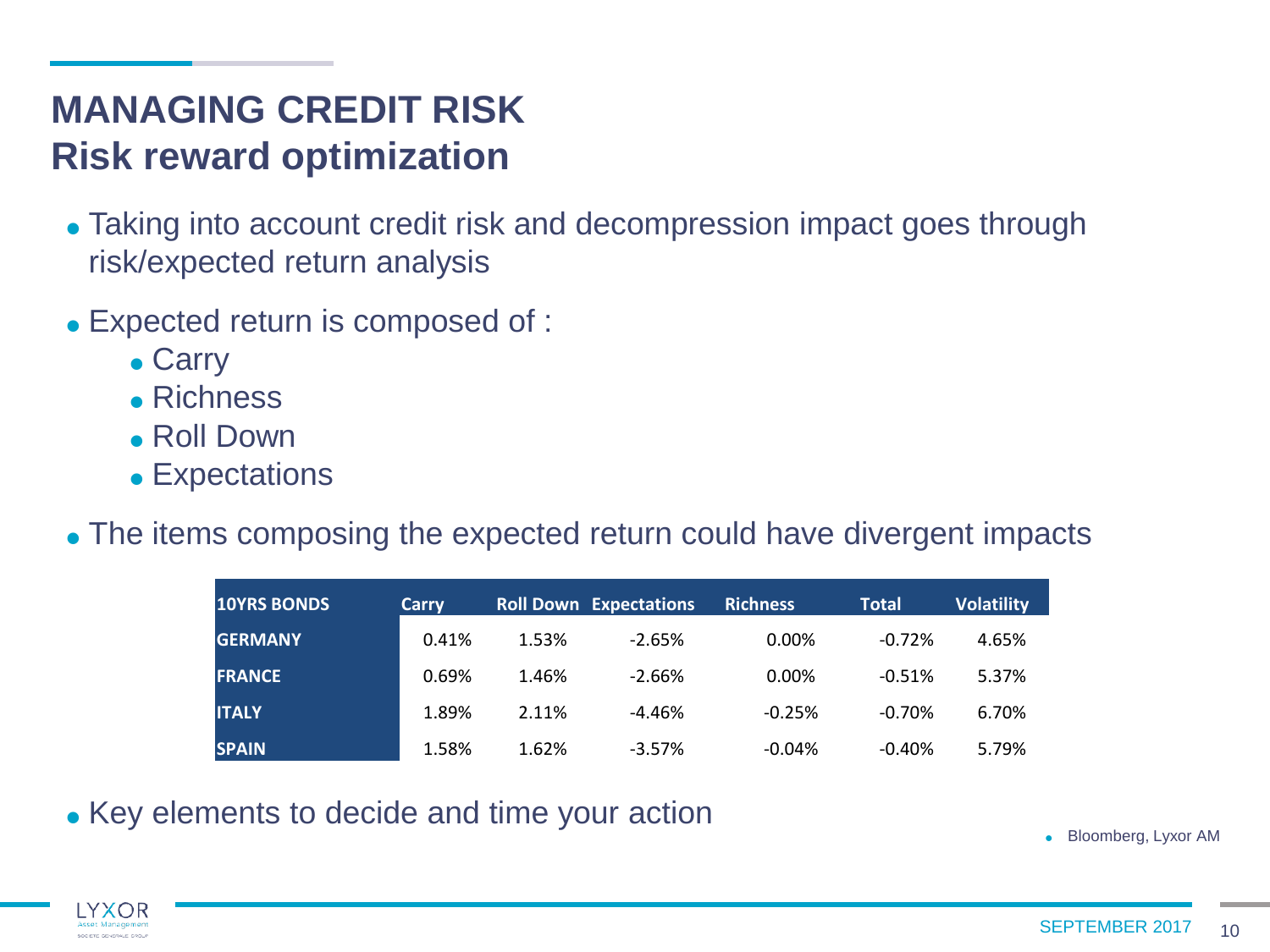# MANAGING CREDIT RISK
## Risk reward optimization

- Taking into account credit risk and decompression impact goes through risk/expected return analysis
- Expected return is composed of :
  - Carry
  - Richness
  - Roll Down
  - Expectations
- The items composing the expected return could have divergent impacts

| 10YRS BONDS | Carry | Roll Down | Expectations | Richness | Total | Volatility |
|---|---|---|---|---|---|---|
| GERMANY | 0.41% | 1.53% | -2.65% | 0.00% | -0.72% | 4.65% |
| FRANCE | 0.69% | 1.46% | -2.66% | 0.00% | -0.51% | 5.37% |
| ITALY | 1.89% | 2.11% | -4.46% | -0.25% | -0.70% | 6.70% |
| SPAIN | 1.58% | 1.62% | -3.57% | -0.04% | -0.40% | 5.79% |

- Key elements to decide and time your action

- Bloomberg, Lyxor AM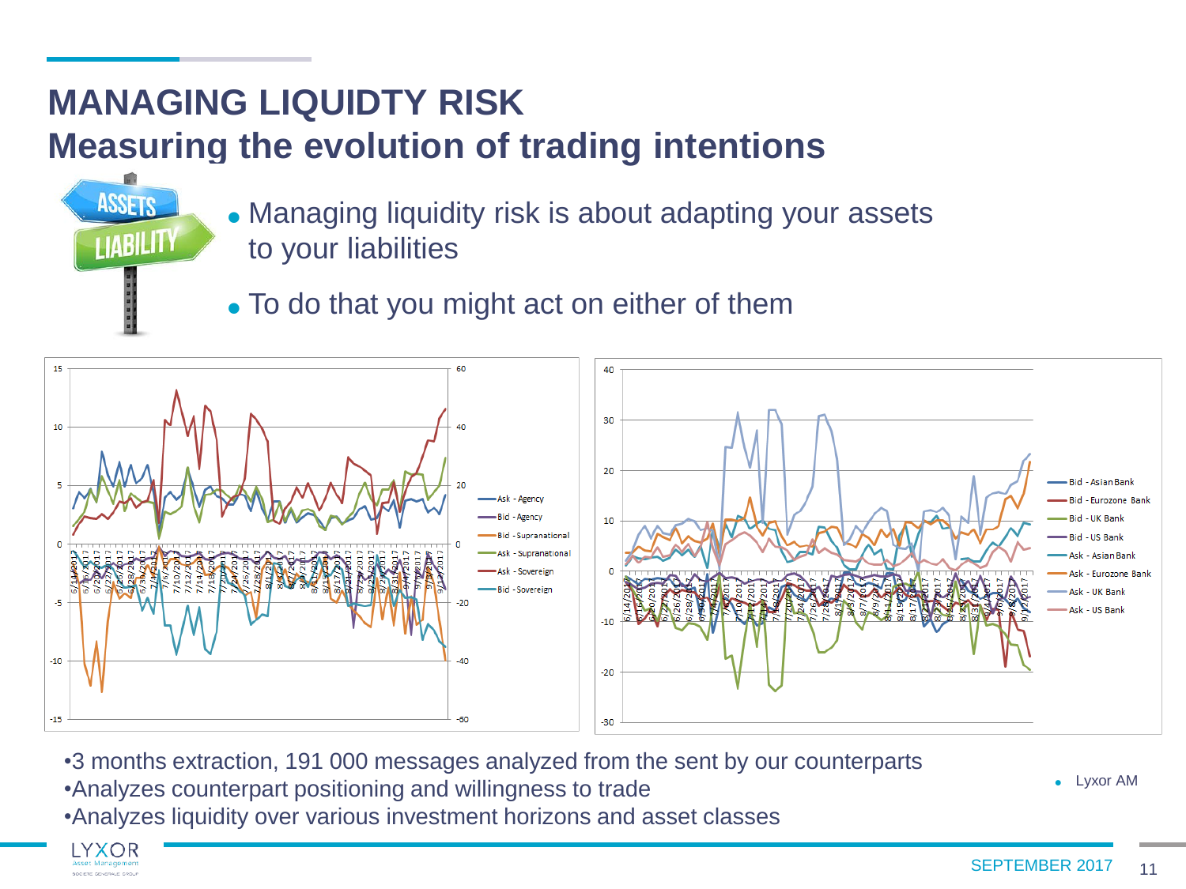# MANAGING LIQUIDTY RISK
## Measuring the evolution of trading intentions

- Managing liquidity risk is about adapting your assets to your liabilities
- To do that you might act on either of them

•3 months extraction, 191 000 messages analyzed from the sent by our counterparts
•Analyzes counterpart positioning and willingness to trade
•Analyzes liquidity over various investment horizons and asset classes

- Lyxor AM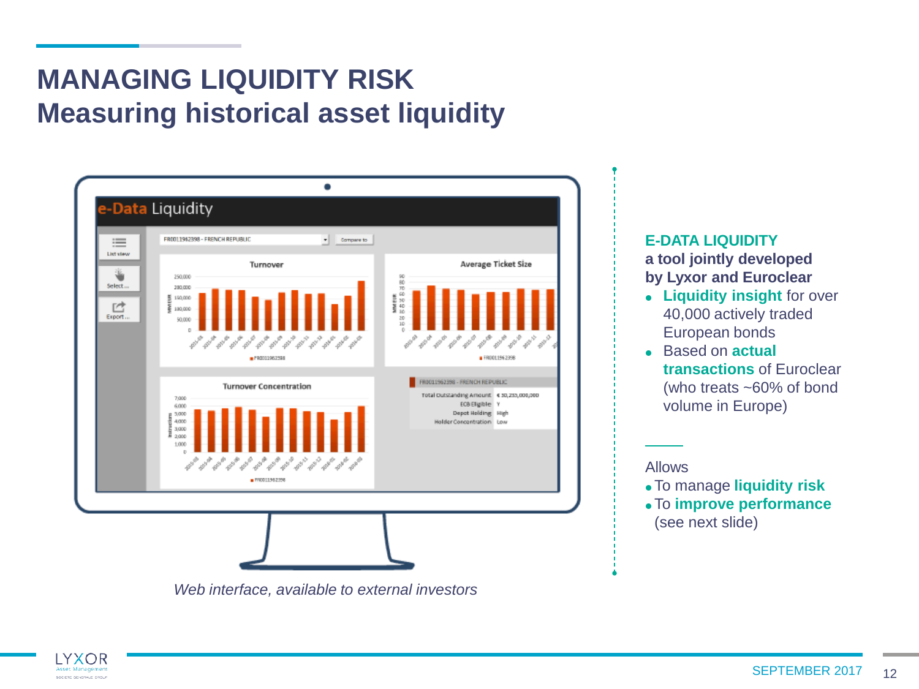# MANAGING LIQUIDITY RISK
## Measuring historical asset liquidity

*Web interface, available to external investors*

**E-DATA LIQUIDITY**
**a tool jointly developed by Lyxor and Euroclear**

- **Liquidity insight** for over 40,000 actively traded European bonds
- Based on **actual transactions** of Euroclear (who treats ~60% of bond volume in Europe)

Allows

- To manage **liquidity risk**
- To **improve performance** (see next slide)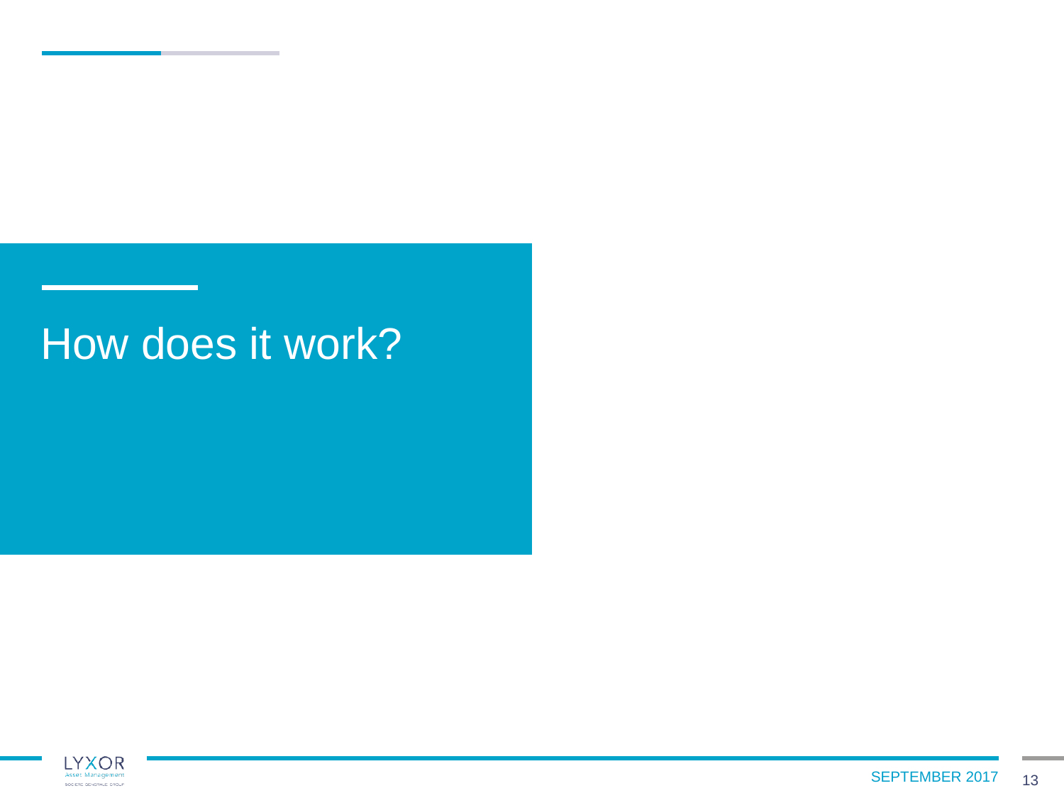# How does it work?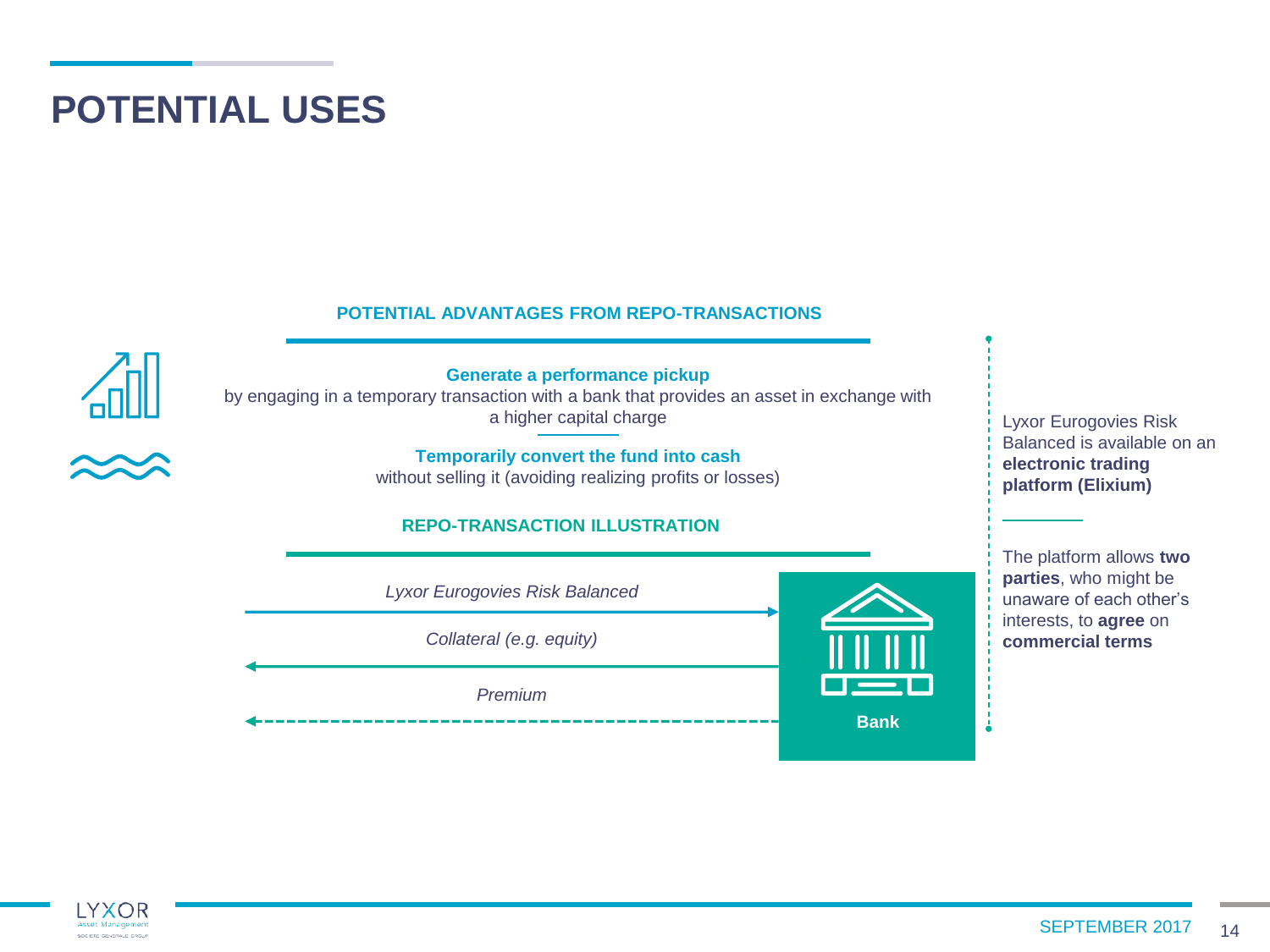# POTENTIAL USES

## POTENTIAL ADVANTAGES FROM REPO-TRANSACTIONS

**Generate a performance pickup**
by engaging in a temporary transaction with a bank that provides an asset in exchange with a higher capital charge

**Temporarily convert the fund into cash**
without selling it (avoiding realizing profits or losses)

## REPO-TRANSACTION ILLUSTRATION

*Lyxor Eurogovies Risk Balanced* → Bank

*Collateral (e.g. equity)* ← Bank

*Premium* ← Bank

Lyxor Eurogovies Risk Balanced is available on an **electronic trading platform (Elixium)**

The platform allows **two parties**, who might be unaware of each other's interests, to **agree** on **commercial terms**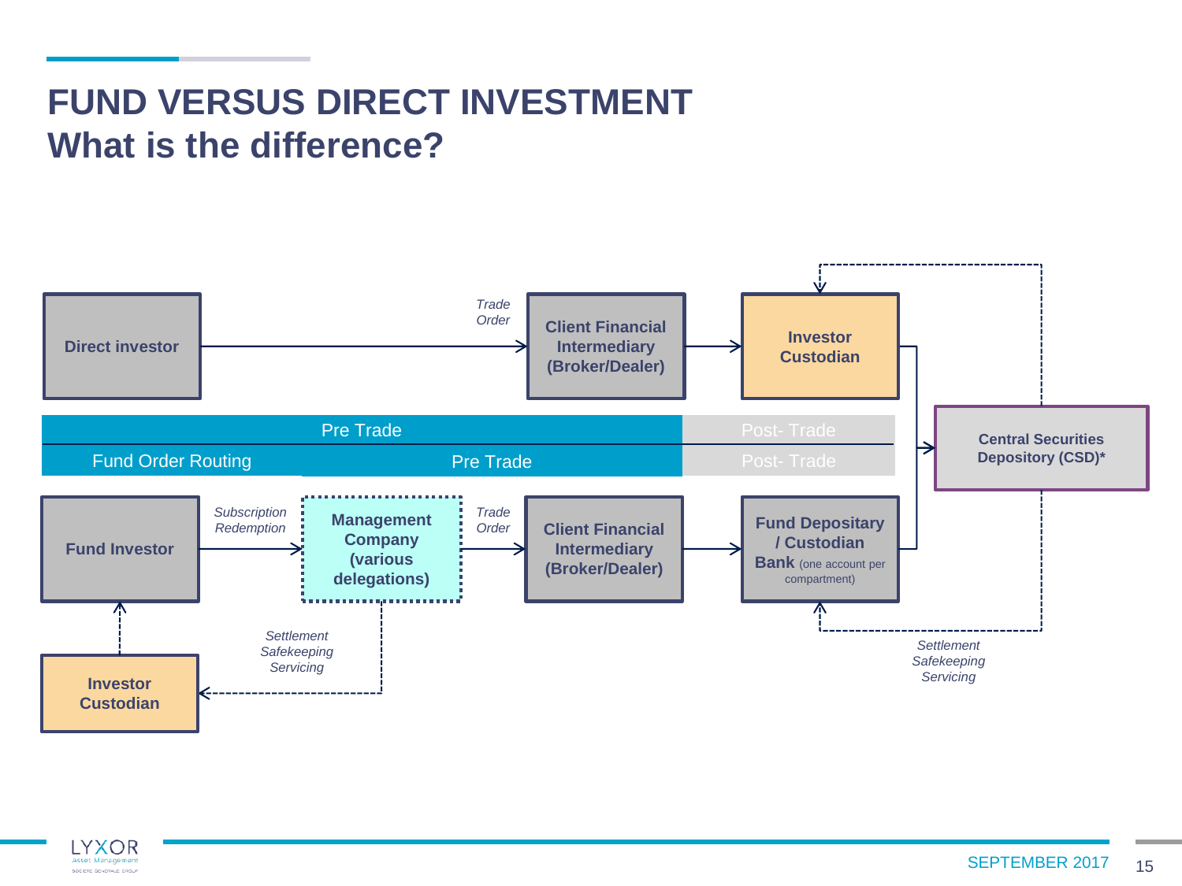# FUND VERSUS DIRECT INVESTMENT
## What is the difference?

Direct investor → *Trade Order* → Client Financial Intermediary (Broker/Dealer) → Investor Custodian

Pre Trade | Post- Trade

Fund Order Routing | Pre Trade | Post- Trade

Central Securities Depository (CSD)*

Fund Investor → *Subscription Redemption* → Management Company (various delegations) → *Trade Order* → Client Financial Intermediary (Broker/Dealer) → Fund Depositary / Custodian Bank (one account per compartment)

Investor Custodian

*Settlement Safekeeping Servicing*

*Settlement Safekeeping Servicing*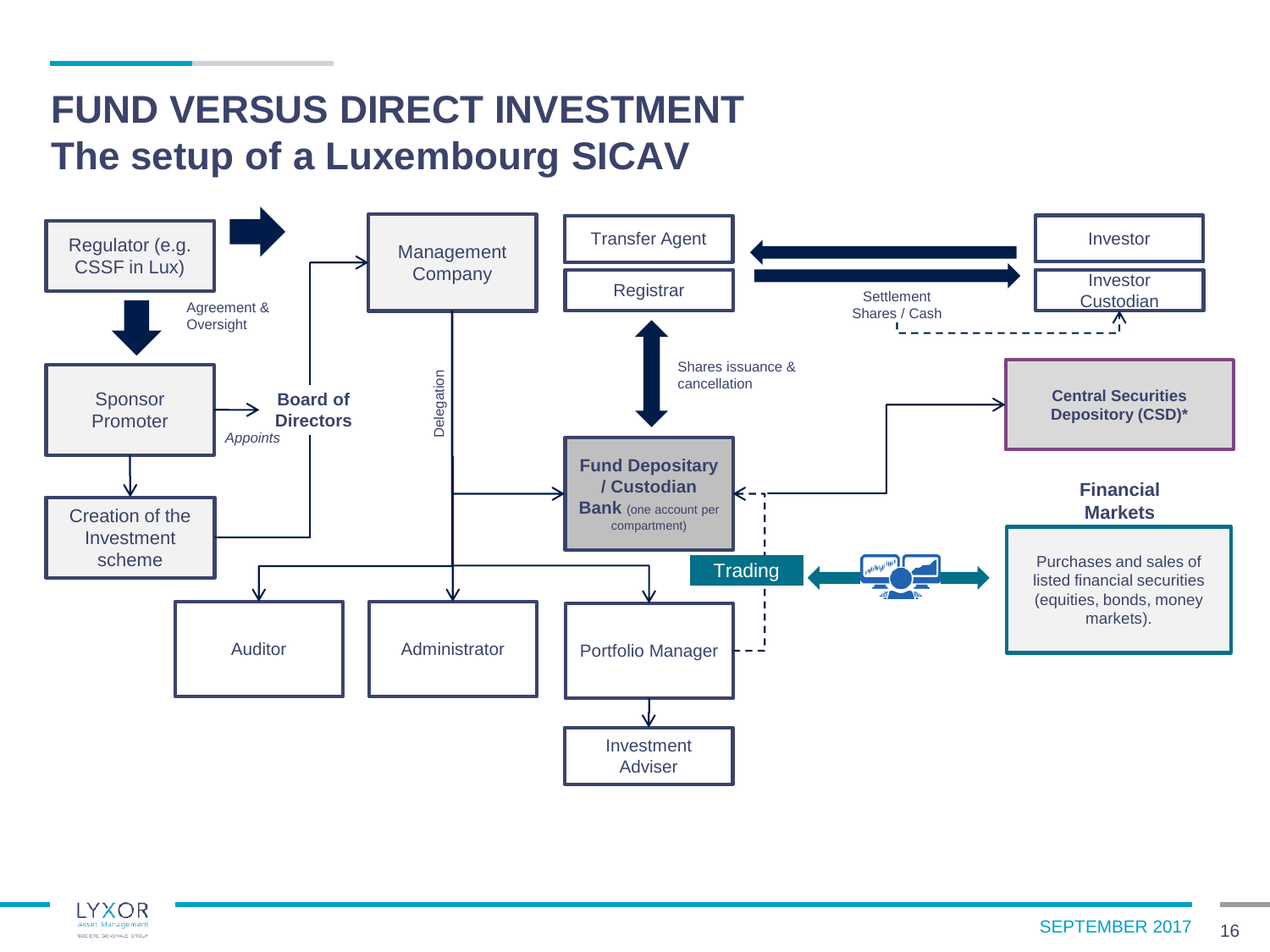# FUND VERSUS DIRECT INVESTMENT
# The setup of a Luxembourg SICAV

Regulator (e.g. CSSF in Lux)

Agreement & Oversight

Sponsor Promoter

*Appoints*

**Board of Directors**

Creation of the Investment scheme

Management Company

Delegation

Transfer Agent

Registrar

Shares issuance & cancellation

**Fund Depositary / Custodian Bank** (one account per compartment)

Investor

Investor Custodian

Settlement Shares / Cash

**Central Securities Depository (CSD)***

**Financial Markets**

Purchases and sales of listed financial securities (equities, bonds, money markets).

Trading

Auditor

Administrator

Portfolio Manager

Investment Adviser

SEPTEMBER 2017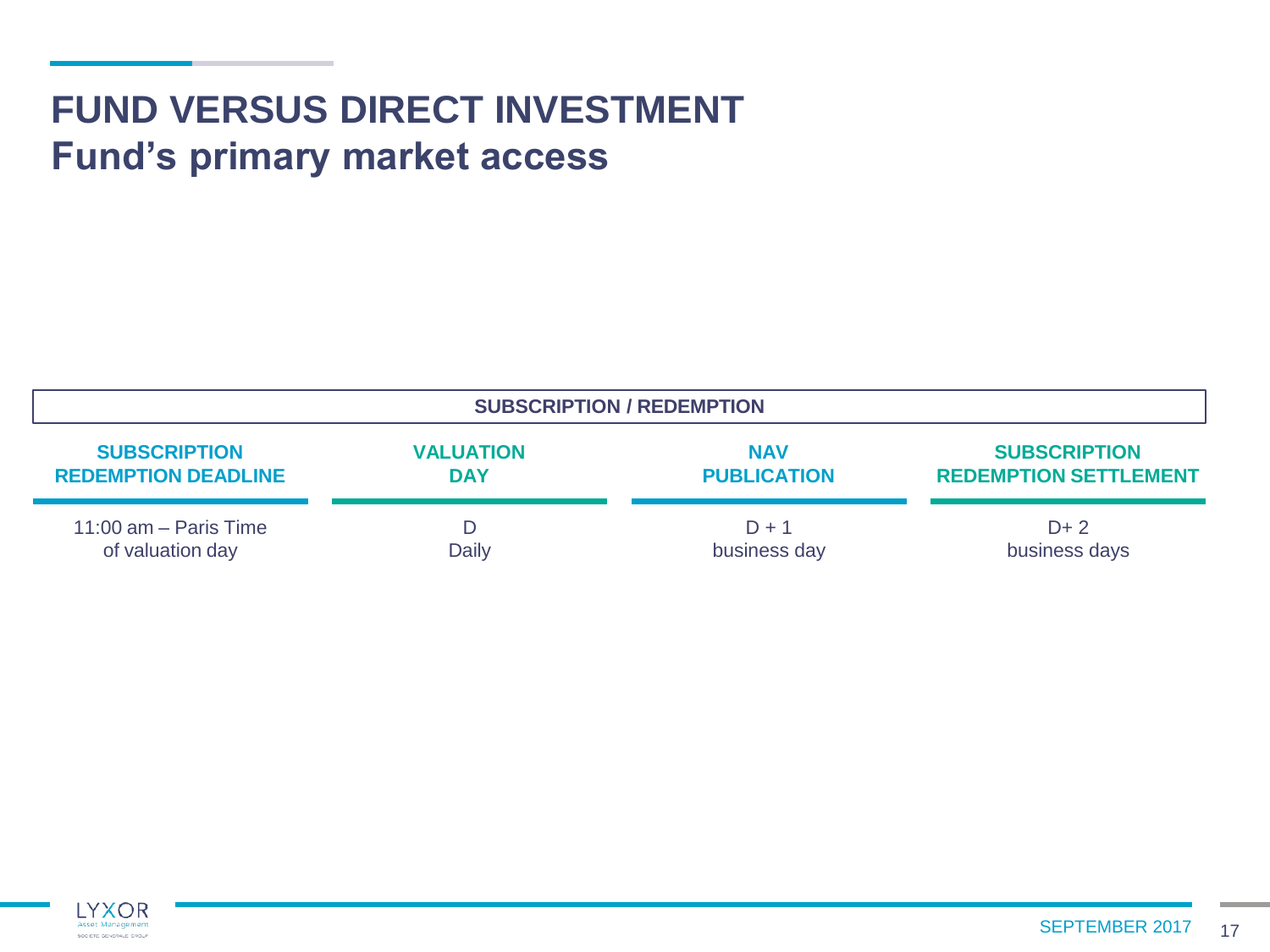# FUND VERSUS DIRECT INVESTMENT
## Fund's primary market access

| SUBSCRIPTION / REDEMPTION | | | |
|---|---|---|---|
| **SUBSCRIPTION REDEMPTION DEADLINE** | **VALUATION DAY** | **NAV PUBLICATION** | **SUBSCRIPTION REDEMPTION SETTLEMENT** |
| 11:00 am – Paris Time of valuation day | D Daily | D + 1 business day | D+ 2 business days |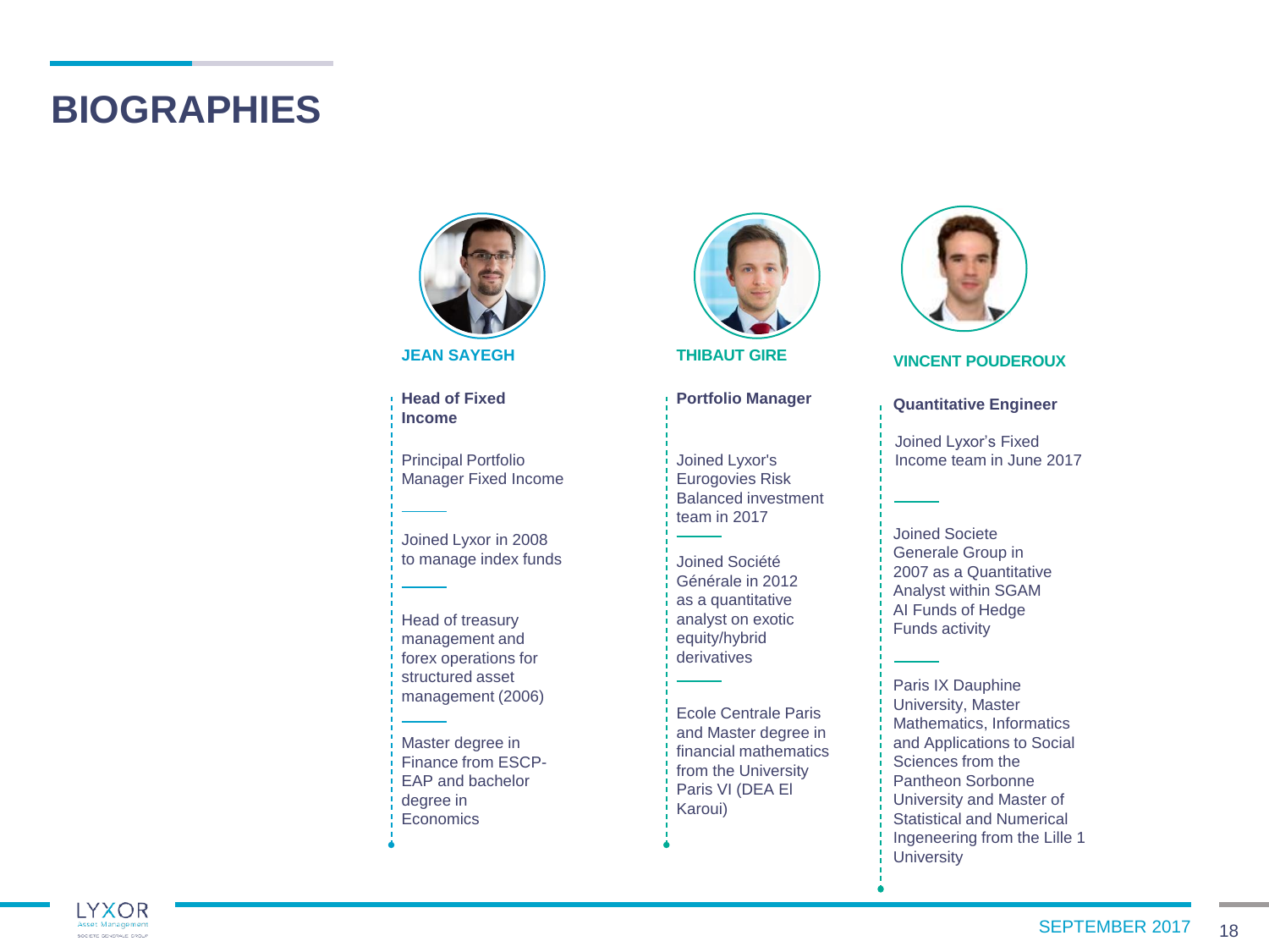# BIOGRAPHIES

## JEAN SAYEGH

**Head of Fixed Income**

Principal Portfolio Manager Fixed Income

Joined Lyxor in 2008 to manage index funds

Head of treasury management and forex operations for structured asset management (2006)

Master degree in Finance from ESCP-EAP and bachelor degree in Economics

## THIBAUT GIRE

**Portfolio Manager**

Joined Lyxor's Eurogovies Risk Balanced investment team in 2017

Joined Société Générale in 2012 as a quantitative analyst on exotic equity/hybrid derivatives

Ecole Centrale Paris and Master degree in financial mathematics from the University Paris VI (DEA El Karoui)

## VINCENT POUDEROUX

**Quantitative Engineer**

Joined Lyxor's Fixed Income team in June 2017

Joined Societe Generale Group in 2007 as a Quantitative Analyst within SGAM AI Funds of Hedge Funds activity

Paris IX Dauphine University, Master Mathematics, Informatics and Applications to Social Sciences from the Pantheon Sorbonne University and Master of Statistical and Numerical Ingeneering from the Lille 1 University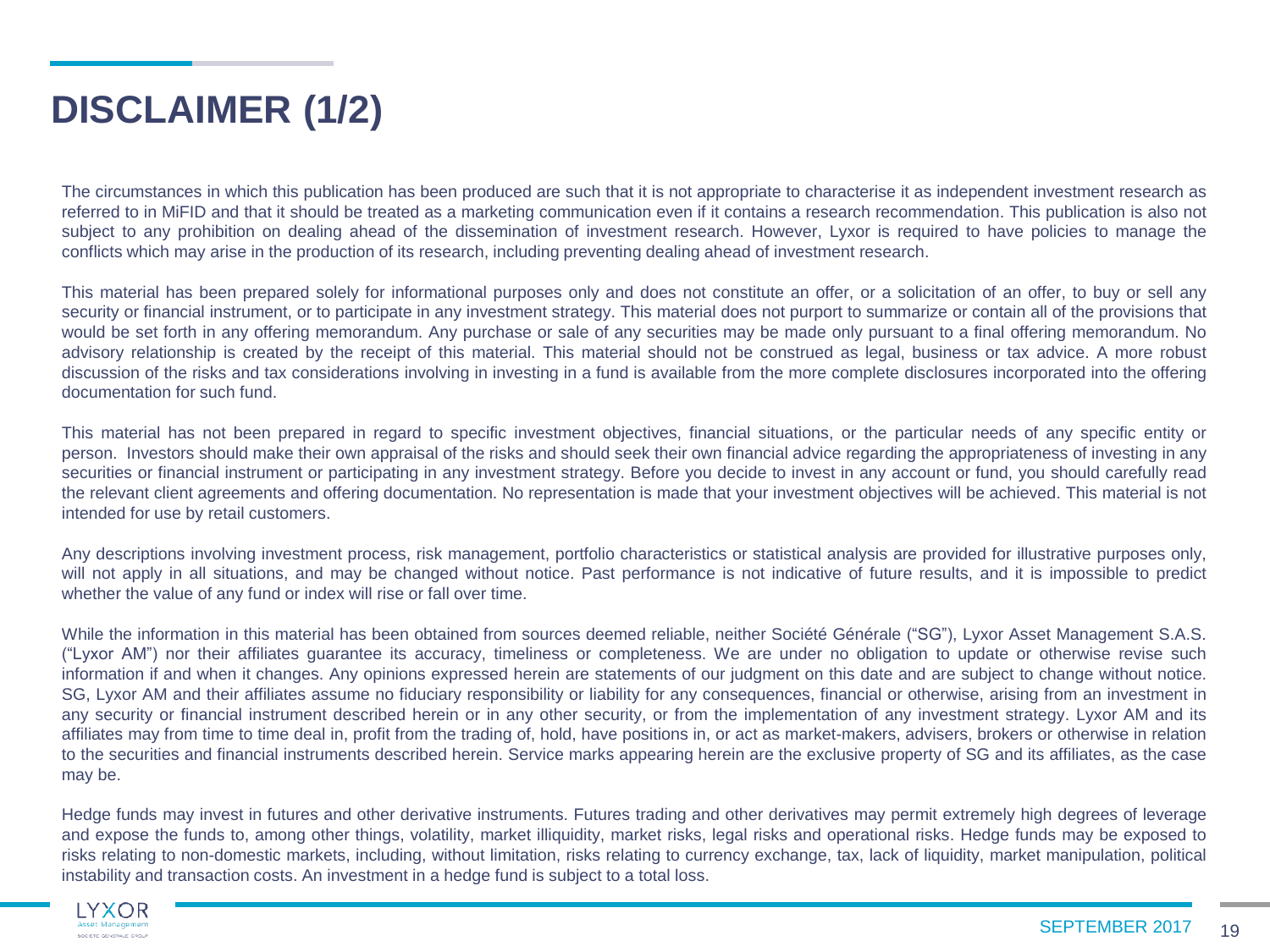# DISCLAIMER (1/2)

The circumstances in which this publication has been produced are such that it is not appropriate to characterise it as independent investment research as referred to in MiFID and that it should be treated as a marketing communication even if it contains a research recommendation. This publication is also not subject to any prohibition on dealing ahead of the dissemination of investment research. However, Lyxor is required to have policies to manage the conflicts which may arise in the production of its research, including preventing dealing ahead of investment research.

This material has been prepared solely for informational purposes only and does not constitute an offer, or a solicitation of an offer, to buy or sell any security or financial instrument, or to participate in any investment strategy. This material does not purport to summarize or contain all of the provisions that would be set forth in any offering memorandum. Any purchase or sale of any securities may be made only pursuant to a final offering memorandum. No advisory relationship is created by the receipt of this material. This material should not be construed as legal, business or tax advice. A more robust discussion of the risks and tax considerations involving in investing in a fund is available from the more complete disclosures incorporated into the offering documentation for such fund.

This material has not been prepared in regard to specific investment objectives, financial situations, or the particular needs of any specific entity or person. Investors should make their own appraisal of the risks and should seek their own financial advice regarding the appropriateness of investing in any securities or financial instrument or participating in any investment strategy. Before you decide to invest in any account or fund, you should carefully read the relevant client agreements and offering documentation. No representation is made that your investment objectives will be achieved. This material is not intended for use by retail customers.

Any descriptions involving investment process, risk management, portfolio characteristics or statistical analysis are provided for illustrative purposes only, will not apply in all situations, and may be changed without notice. Past performance is not indicative of future results, and it is impossible to predict whether the value of any fund or index will rise or fall over time.

While the information in this material has been obtained from sources deemed reliable, neither Société Générale ("SG"), Lyxor Asset Management S.A.S. ("Lyxor AM") nor their affiliates guarantee its accuracy, timeliness or completeness. We are under no obligation to update or otherwise revise such information if and when it changes. Any opinions expressed herein are statements of our judgment on this date and are subject to change without notice. SG, Lyxor AM and their affiliates assume no fiduciary responsibility or liability for any consequences, financial or otherwise, arising from an investment in any security or financial instrument described herein or in any other security, or from the implementation of any investment strategy. Lyxor AM and its affiliates may from time to time deal in, profit from the trading of, hold, have positions in, or act as market-makers, advisers, brokers or otherwise in relation to the securities and financial instruments described herein. Service marks appearing herein are the exclusive property of SG and its affiliates, as the case may be.

Hedge funds may invest in futures and other derivative instruments. Futures trading and other derivatives may permit extremely high degrees of leverage and expose the funds to, among other things, volatility, market illiquidity, market risks, legal risks and operational risks. Hedge funds may be exposed to risks relating to non-domestic markets, including, without limitation, risks relating to currency exchange, tax, lack of liquidity, market manipulation, political instability and transaction costs. An investment in a hedge fund is subject to a total loss.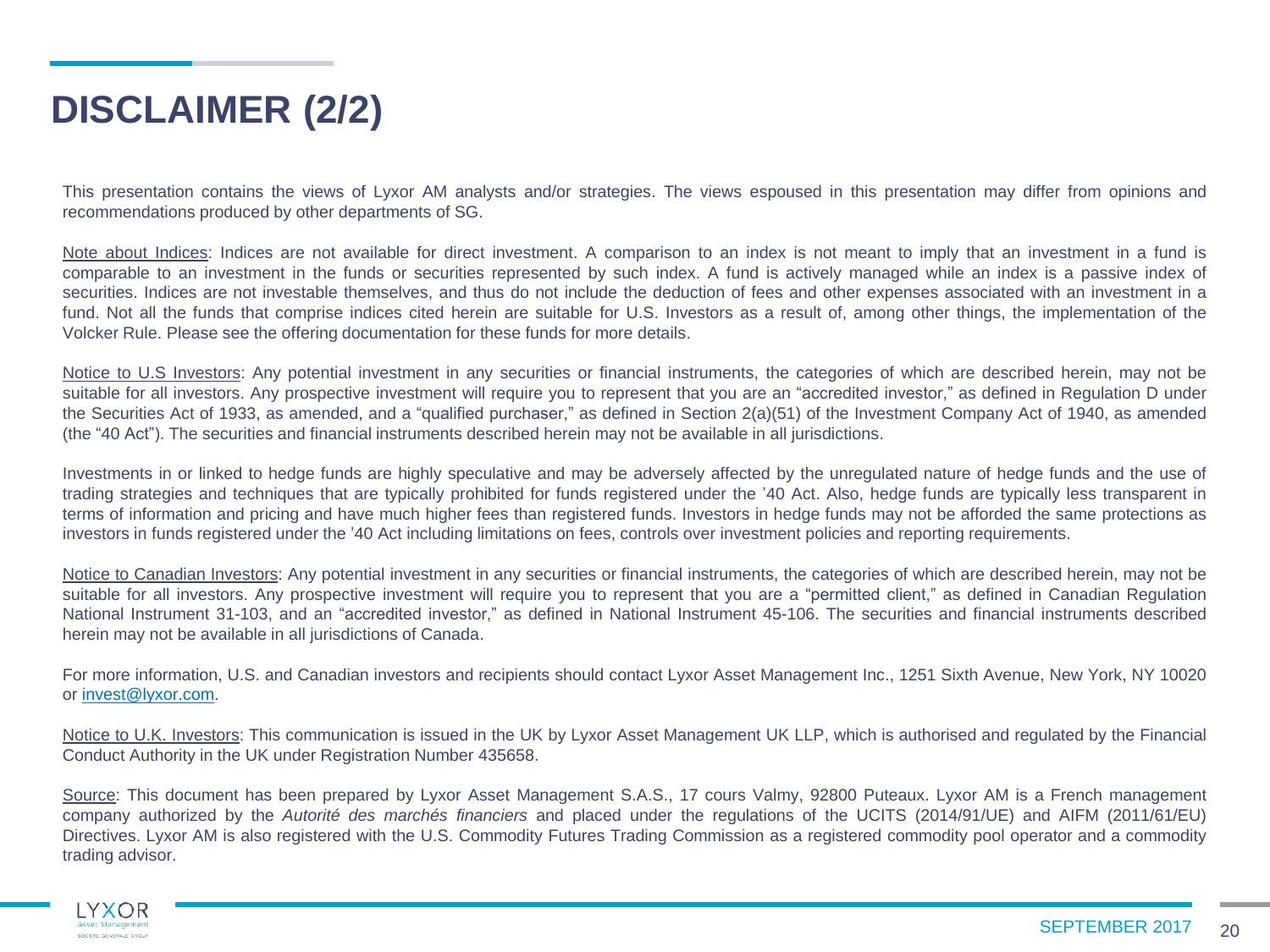# DISCLAIMER (2/2)

This presentation contains the views of Lyxor AM analysts and/or strategies. The views espoused in this presentation may differ from opinions and recommendations produced by other departments of SG.

Note about Indices: Indices are not available for direct investment. A comparison to an index is not meant to imply that an investment in a fund is comparable to an investment in the funds or securities represented by such index. A fund is actively managed while an index is a passive index of securities. Indices are not investable themselves, and thus do not include the deduction of fees and other expenses associated with an investment in a fund. Not all the funds that comprise indices cited herein are suitable for U.S. Investors as a result of, among other things, the implementation of the Volcker Rule. Please see the offering documentation for these funds for more details.

Notice to U.S Investors: Any potential investment in any securities or financial instruments, the categories of which are described herein, may not be suitable for all investors. Any prospective investment will require you to represent that you are an "accredited investor," as defined in Regulation D under the Securities Act of 1933, as amended, and a "qualified purchaser," as defined in Section 2(a)(51) of the Investment Company Act of 1940, as amended (the "40 Act"). The securities and financial instruments described herein may not be available in all jurisdictions.

Investments in or linked to hedge funds are highly speculative and may be adversely affected by the unregulated nature of hedge funds and the use of trading strategies and techniques that are typically prohibited for funds registered under the '40 Act. Also, hedge funds are typically less transparent in terms of information and pricing and have much higher fees than registered funds. Investors in hedge funds may not be afforded the same protections as investors in funds registered under the '40 Act including limitations on fees, controls over investment policies and reporting requirements.

Notice to Canadian Investors: Any potential investment in any securities or financial instruments, the categories of which are described herein, may not be suitable for all investors. Any prospective investment will require you to represent that you are a "permitted client," as defined in Canadian Regulation National Instrument 31-103, and an "accredited investor," as defined in National Instrument 45-106. The securities and financial instruments described herein may not be available in all jurisdictions of Canada.

For more information, U.S. and Canadian investors and recipients should contact Lyxor Asset Management Inc., 1251 Sixth Avenue, New York, NY 10020 or invest@lyxor.com.

Notice to U.K. Investors: This communication is issued in the UK by Lyxor Asset Management UK LLP, which is authorised and regulated by the Financial Conduct Authority in the UK under Registration Number 435658.

Source: This document has been prepared by Lyxor Asset Management S.A.S., 17 cours Valmy, 92800 Puteaux. Lyxor AM is a French management company authorized by the *Autorité des marchés financiers* and placed under the regulations of the UCITS (2014/91/UE) and AIFM (2011/61/EU) Directives. Lyxor AM is also registered with the U.S. Commodity Futures Trading Commission as a registered commodity pool operator and a commodity trading advisor.